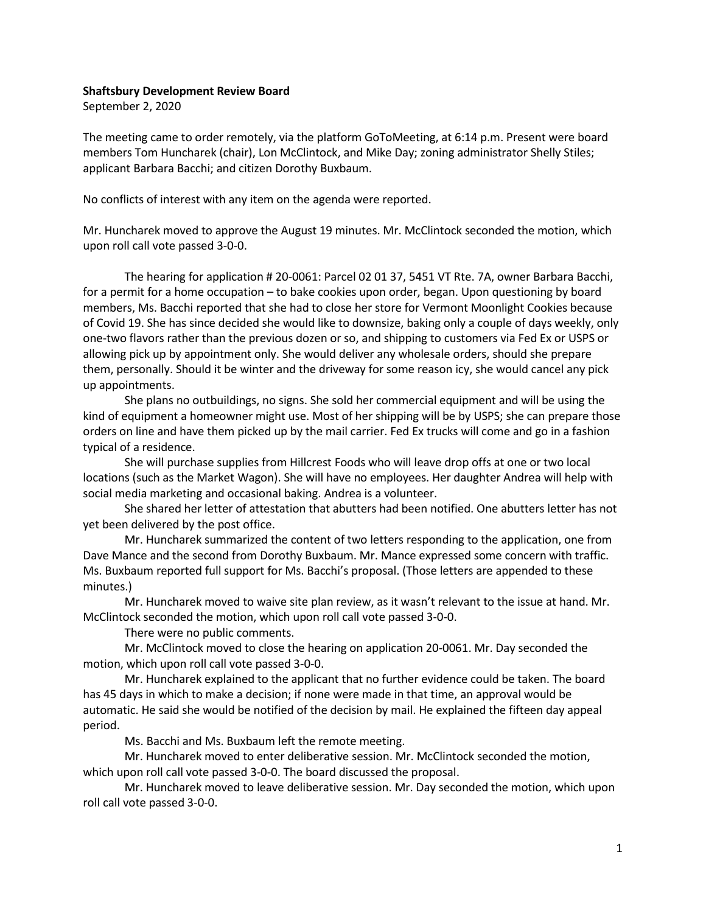**Shaftsbury Development Review Board**
September 2, 2020

The meeting came to order remotely, via the platform GoToMeeting, at 6:14 p.m. Present were board members Tom Huncharek (chair), Lon McClintock, and Mike Day; zoning administrator Shelly Stiles; applicant Barbara Bacchi; and citizen Dorothy Buxbaum.

No conflicts of interest with any item on the agenda were reported.

Mr. Huncharek moved to approve the August 19 minutes. Mr. McClintock seconded the motion, which upon roll call vote passed 3-0-0.

The hearing for application # 20-0061: Parcel 02 01 37, 5451 VT Rte. 7A, owner Barbara Bacchi, for a permit for a home occupation – to bake cookies upon order, began. Upon questioning by board members, Ms. Bacchi reported that she had to close her store for Vermont Moonlight Cookies because of Covid 19. She has since decided she would like to downsize, baking only a couple of days weekly, only one-two flavors rather than the previous dozen or so, and shipping to customers via Fed Ex or USPS or allowing pick up by appointment only. She would deliver any wholesale orders, should she prepare them, personally. Should it be winter and the driveway for some reason icy, she would cancel any pick up appointments.

She plans no outbuildings, no signs. She sold her commercial equipment and will be using the kind of equipment a homeowner might use. Most of her shipping will be by USPS; she can prepare those orders on line and have them picked up by the mail carrier. Fed Ex trucks will come and go in a fashion typical of a residence.

She will purchase supplies from Hillcrest Foods who will leave drop offs at one or two local locations (such as the Market Wagon). She will have no employees. Her daughter Andrea will help with social media marketing and occasional baking. Andrea is a volunteer.

She shared her letter of attestation that abutters had been notified. One abutters letter has not yet been delivered by the post office.

Mr. Huncharek summarized the content of two letters responding to the application, one from Dave Mance and the second from Dorothy Buxbaum. Mr. Mance expressed some concern with traffic. Ms. Buxbaum reported full support for Ms. Bacchi's proposal. (Those letters are appended to these minutes.)

Mr. Huncharek moved to waive site plan review, as it wasn't relevant to the issue at hand. Mr. McClintock seconded the motion, which upon roll call vote passed 3-0-0.

There were no public comments.

Mr. McClintock moved to close the hearing on application 20-0061. Mr. Day seconded the motion, which upon roll call vote passed 3-0-0.

Mr. Huncharek explained to the applicant that no further evidence could be taken. The board has 45 days in which to make a decision; if none were made in that time, an approval would be automatic. He said she would be notified of the decision by mail. He explained the fifteen day appeal period.

Ms. Bacchi and Ms. Buxbaum left the remote meeting.

Mr. Huncharek moved to enter deliberative session. Mr. McClintock seconded the motion, which upon roll call vote passed 3-0-0. The board discussed the proposal.

Mr. Huncharek moved to leave deliberative session. Mr. Day seconded the motion, which upon roll call vote passed 3-0-0.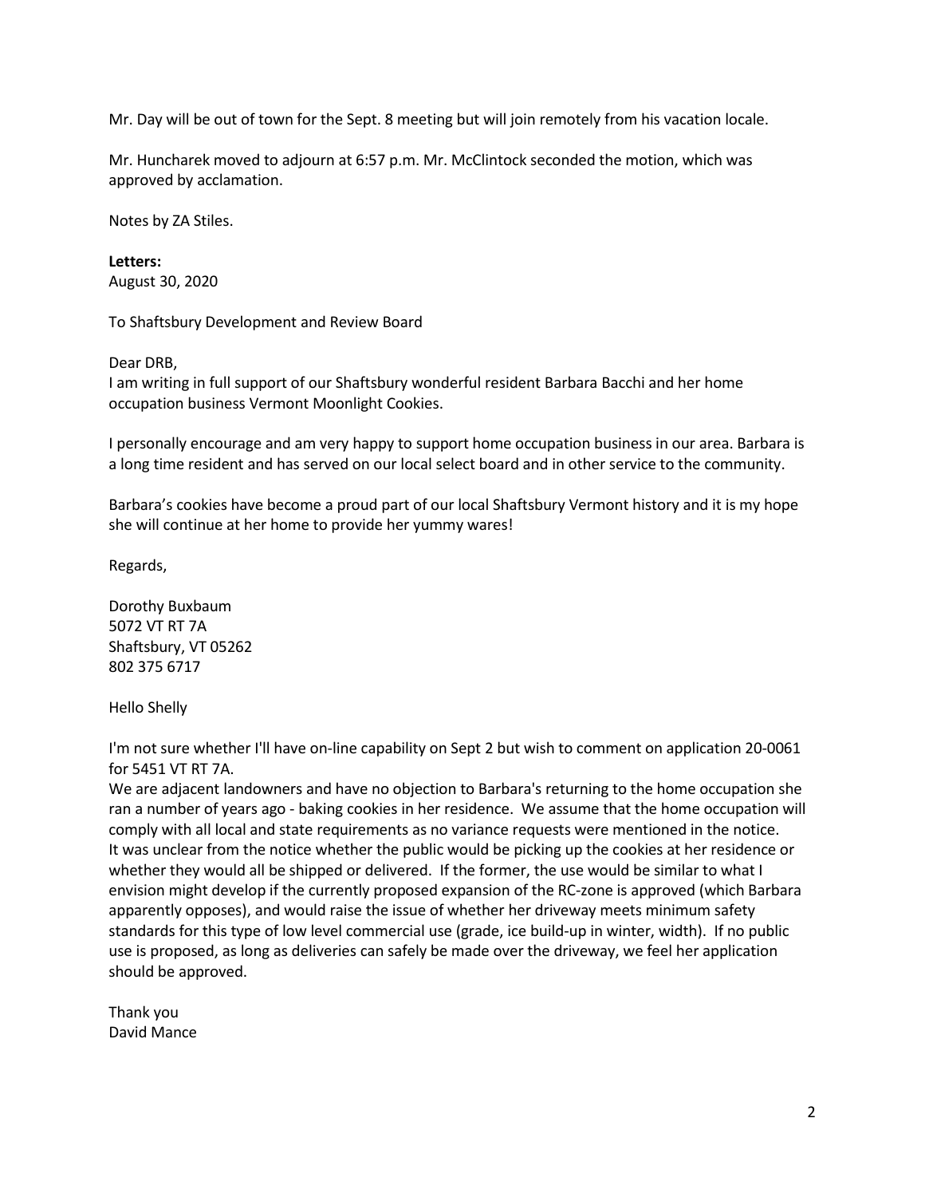Mr. Day will be out of town for the Sept. 8 meeting but will join remotely from his vacation locale.

Mr. Huncharek moved to adjourn at 6:57 p.m. Mr. McClintock seconded the motion, which was approved by acclamation.

Notes by ZA Stiles.

**Letters:**

August 30, 2020

To Shaftsbury Development and Review Board

Dear DRB,

I am writing in full support of our Shaftsbury wonderful resident Barbara Bacchi and her home occupation business Vermont Moonlight Cookies.

I personally encourage and am very happy to support home occupation business in our area. Barbara is a long time resident and has served on our local select board and in other service to the community.

Barbara's cookies have become a proud part of our local Shaftsbury Vermont history and it is my hope she will continue at her home to provide her yummy wares!

Regards,

Dorothy Buxbaum
5072 VT RT 7A
Shaftsbury, VT 05262
802 375 6717

Hello Shelly

I'm not sure whether I'll have on-line capability on Sept 2 but wish to comment on application 20-0061 for 5451 VT RT 7A.

We are adjacent landowners and have no objection to Barbara's returning to the home occupation she ran a number of years ago - baking cookies in her residence. We assume that the home occupation will comply with all local and state requirements as no variance requests were mentioned in the notice. It was unclear from the notice whether the public would be picking up the cookies at her residence or whether they would all be shipped or delivered. If the former, the use would be similar to what I envision might develop if the currently proposed expansion of the RC-zone is approved (which Barbara apparently opposes), and would raise the issue of whether her driveway meets minimum safety standards for this type of low level commercial use (grade, ice build-up in winter, width). If no public use is proposed, as long as deliveries can safely be made over the driveway, we feel her application should be approved.

Thank you
David Mance